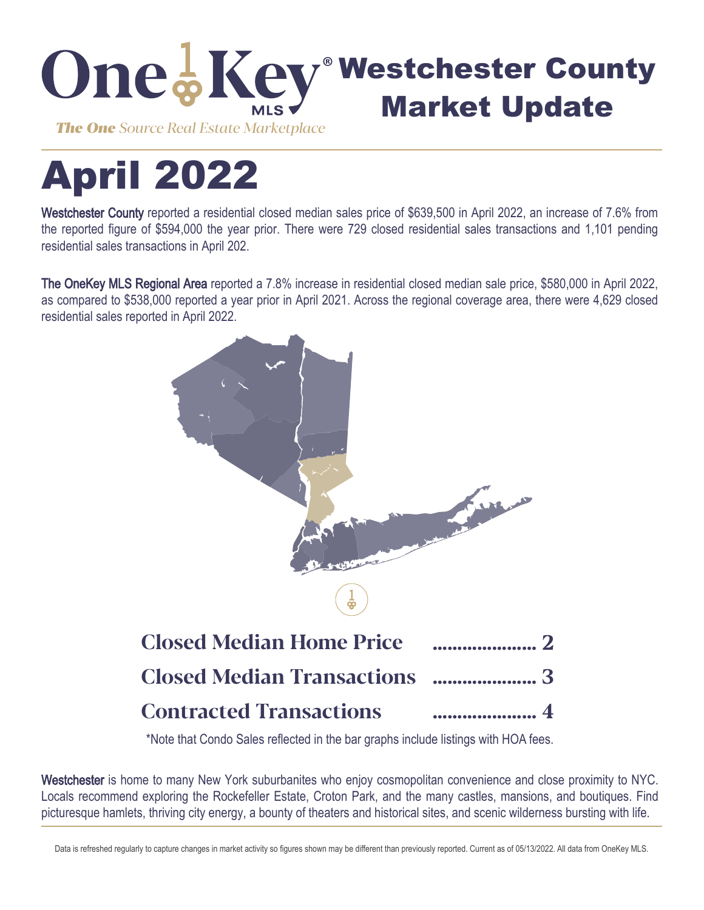# OneKey® MLS Westchester County Market Update

*The One Source Real Estate Marketplace*

# April 2022

**Westchester County** reported a residential closed median sales price of $639,500 in April 2022, an increase of 7.6% from the reported figure of $594,000 the year prior. There were 729 closed residential sales transactions and 1,101 pending residential sales transactions in April 202.

**The OneKey MLS Regional Area** reported a 7.8% increase in residential closed median sale price, $580,000 in April 2022, as compared to $538,000 reported a year prior in April 2021. Across the regional coverage area, there were 4,629 closed residential sales reported in April 2022.

**Closed Median Home Price** .................... 2

**Closed Median Transactions** .................... 3

**Contracted Transactions** .................... 4

*Note that Condo Sales reflected in the bar graphs include listings with HOA fees.

**Westchester** is home to many New York suburbanites who enjoy cosmopolitan convenience and close proximity to NYC. Locals recommend exploring the Rockefeller Estate, Croton Park, and the many castles, mansions, and boutiques. Find picturesque hamlets, thriving city energy, a bounty of theaters and historical sites, and scenic wilderness bursting with life.

Data is refreshed regularly to capture changes in market activity so figures shown may be different than previously reported. Current as of 05/13/2022. All data from OneKey MLS.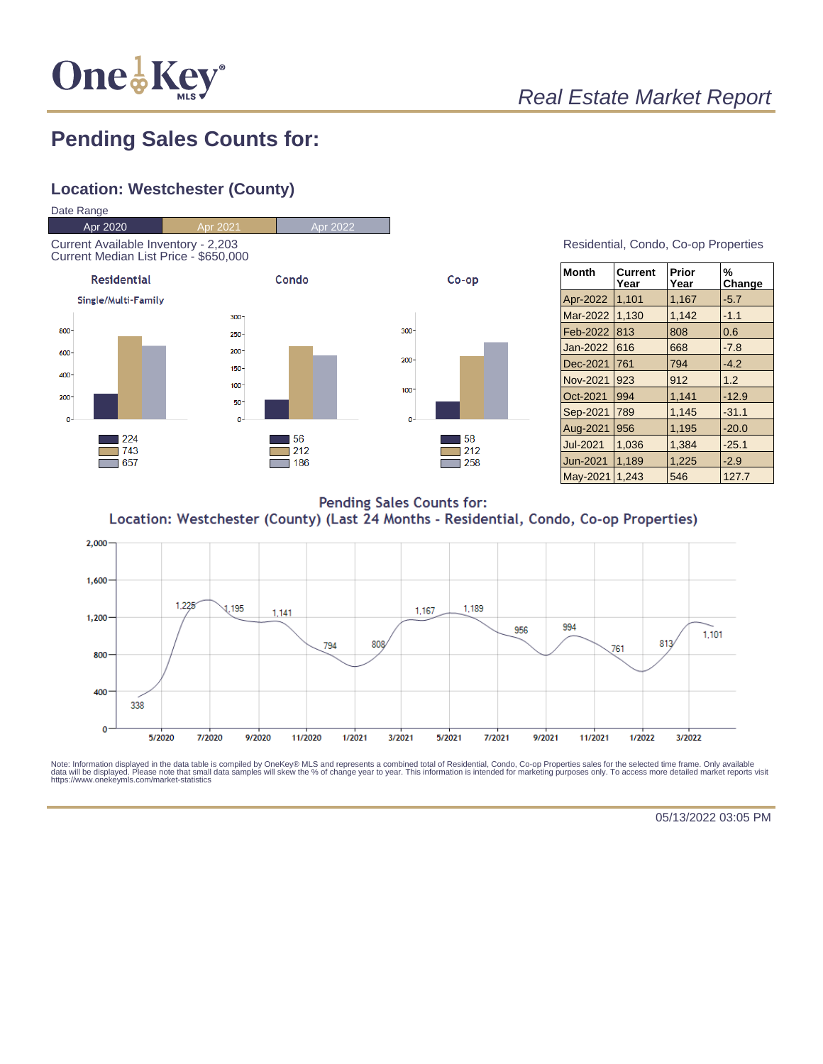*Real Estate Market Report*

# Pending Sales Counts for:

## Location: Westchester (County)

Date Range

Apr 2020 | Apr 2021 | Apr 2022

Current Available Inventory - 2,203
Current Median List Price - $650,000

Residential

Single/Multi-Family

0
200
400
600
800

224
743
657

Condo

0
50
100
150
200
250
300

56
212
186

Co-op

0
100
200
300

58
212
258

Residential, Condo, Co-op Properties

| Month | Current Year | Prior Year | % Change |
|---|---|---|---|
| Apr-2022 | 1,101 | 1,167 | -5.7 |
| Mar-2022 | 1,130 | 1,142 | -1.1 |
| Feb-2022 | 813 | 808 | 0.6 |
| Jan-2022 | 616 | 668 | -7.8 |
| Dec-2021 | 761 | 794 | -4.2 |
| Nov-2021 | 923 | 912 | 1.2 |
| Oct-2021 | 994 | 1,141 | -12.9 |
| Sep-2021 | 789 | 1,145 | -31.1 |
| Aug-2021 | 956 | 1,195 | -20.0 |
| Jul-2021 | 1,036 | 1,384 | -25.1 |
| Jun-2021 | 1,189 | 1,225 | -2.9 |
| May-2021 | 1,243 | 546 | 127.7 |

Pending Sales Counts for:
Location: Westchester (County) (Last 24 Months - Residential, Condo, Co-op Properties)

0
400
800
1,200
1,600
2,000

338
1,225
1,195
1,141
794
808
1,167
1,189
956
994
761
813
1,101

5/2020
7/2020
9/2020
11/2020
1/2021
3/2021
5/2021
7/2021
9/2021
11/2021
1/2022
3/2022

Note: Information displayed in the data table is compiled by OneKey® MLS and represents a combined total of Residential, Condo, Co-op Properties sales for the selected time frame. Only available data will be displayed. Please note that small data samples will skew the % of change year to year. This information is intended for marketing purposes only. To access more detailed market reports visit https://www.onekeymls.com/market-statistics

05/13/2022 03:05 PM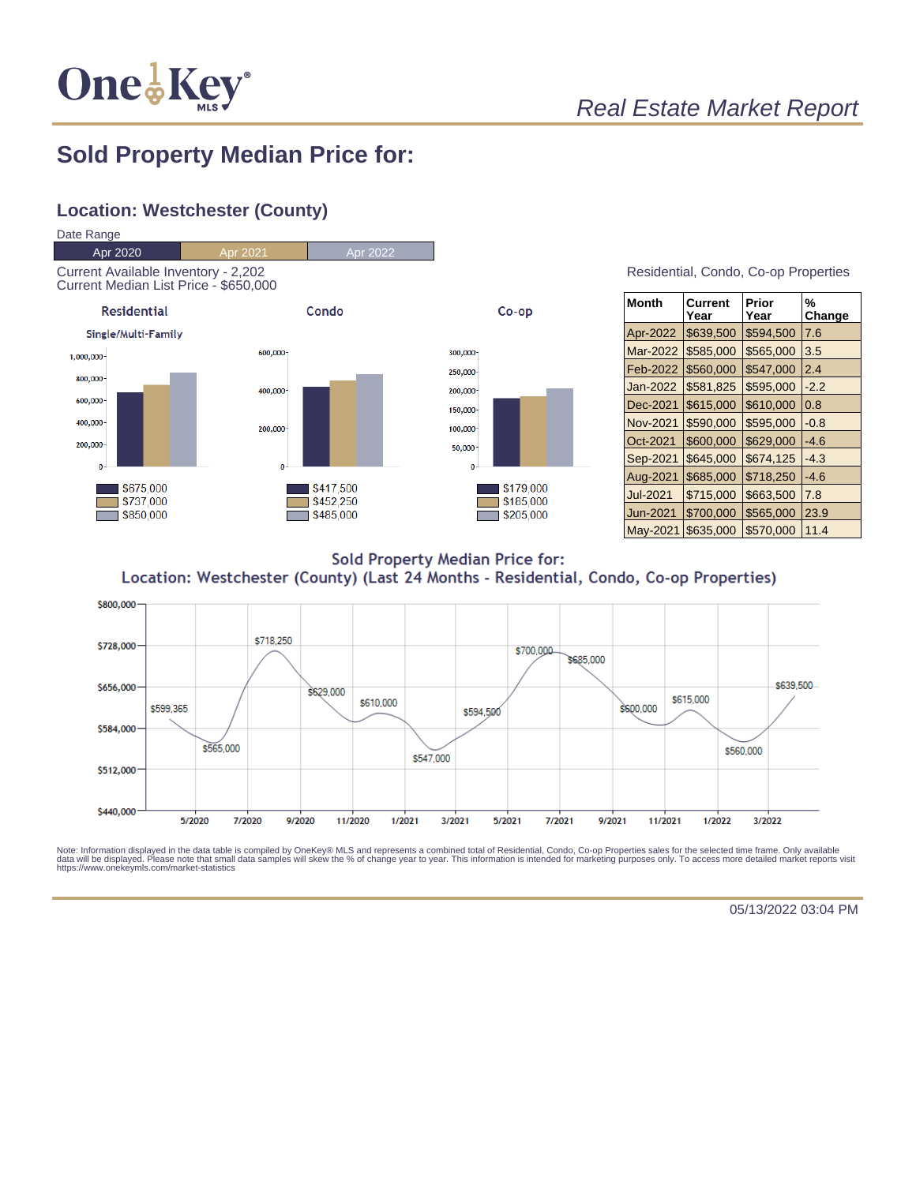# Sold Property Median Price for:

## Location: Westchester (County)

Date Range

Apr 2020 | Apr 2021 | Apr 2022

Current Available Inventory - 2,202
Current Median List Price - $650,000

Residential

Single/Multi-Family

1,000,000
800,000
600,000
400,000
200,000
0

$675,000
$737,000
$850,000

Condo

600,000
400,000
200,000
0

$417,500
$452,250
$485,000

Co-op

300,000
250,000
200,000
150,000
100,000
50,000
0

$179,000
$165,000
$205,000

Residential, Condo, Co-op Properties

| Month | Current Year | Prior Year | % Change |
|---|---|---|---|
| Apr-2022 | $639,500 | $594,500 | 7.6 |
| Mar-2022 | $585,000 | $565,000 | 3.5 |
| Feb-2022 | $560,000 | $547,000 | 2.4 |
| Jan-2022 | $581,825 | $595,000 | -2.2 |
| Dec-2021 | $615,000 | $610,000 | 0.8 |
| Nov-2021 | $590,000 | $595,000 | -0.8 |
| Oct-2021 | $600,000 | $629,000 | -4.6 |
| Sep-2021 | $645,000 | $674,125 | -4.3 |
| Aug-2021 | $685,000 | $718,250 | -4.6 |
| Jul-2021 | $715,000 | $663,500 | 7.8 |
| Jun-2021 | $700,000 | $565,000 | 23.9 |
| May-2021 | $635,000 | $570,000 | 11.4 |

Sold Property Median Price for:
Location: Westchester (County) (Last 24 Months - Residential, Condo, Co-op Properties)

$800,000
$728,000
$656,000
$584,000
$512,000
$440,000

$599,365
$565,000
$718,250
$629,000
$610,000
$547,000
$594,500
$700,000
$685,000
$600,000
$615,000
$560,000
$639,500

5/2020 7/2020 9/2020 11/2020 1/2021 3/2021 5/2021 7/2021 9/2021 11/2021 1/2022 3/2022

Note: Information displayed in the data table is compiled by OneKey® MLS and represents a combined total of Residential, Condo, Co-op Properties sales for the selected time frame. Only available data will be displayed. Please note that small data samples will skew the % of change year to year. This information is intended for marketing purposes only. To access more detailed market reports visit https://www.onekeymls.com/market-statistics

05/13/2022 03:04 PM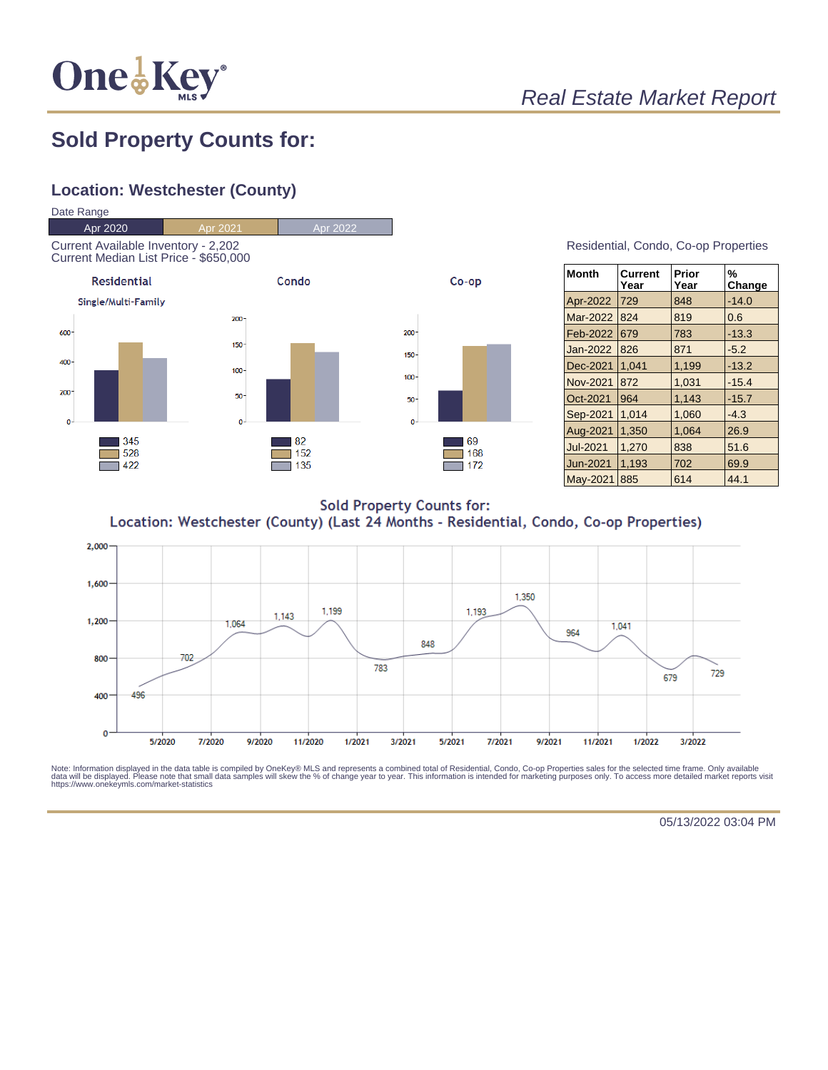OneKey MLS

*Real Estate Market Report*

# Sold Property Counts for:

## Location: Westchester (County)

Date Range

Apr 2020 | Apr 2021 | Apr 2022

Current Available Inventory - 2,202
Current Median List Price - $650,000

Residential
Single/Multi-Family

600
400
200
0

345
528
422

Condo

200
150
100
50
0

82
152
135

Co-op

200
150
100
50
0

69
168
172

Residential, Condo, Co-op Properties

| Month | Current Year | Prior Year | % Change |
|---|---|---|---|
| Apr-2022 | 729 | 848 | -14.0 |
| Mar-2022 | 824 | 819 | 0.6 |
| Feb-2022 | 679 | 783 | -13.3 |
| Jan-2022 | 826 | 871 | -5.2 |
| Dec-2021 | 1,041 | 1,199 | -13.2 |
| Nov-2021 | 872 | 1,031 | -15.4 |
| Oct-2021 | 964 | 1,143 | -15.7 |
| Sep-2021 | 1,014 | 1,060 | -4.3 |
| Aug-2021 | 1,350 | 1,064 | 26.9 |
| Jul-2021 | 1,270 | 838 | 51.6 |
| Jun-2021 | 1,193 | 702 | 69.9 |
| May-2021 | 885 | 614 | 44.1 |

Sold Property Counts for:
Location: Westchester (County) (Last 24 Months - Residential, Condo, Co-op Properties)

2,000
1,600
1,200
800
400
0

496
702
1,064
1,143
1,199
783
848
1,193
1,350
964
1,041
679
729

5/2020
7/2020
9/2020
11/2020
1/2021
3/2021
5/2021
7/2021
9/2021
11/2021
1/2022
3/2022

Note: Information displayed in the data table is compiled by OneKey® MLS and represents a combined total of Residential, Condo, Co-op Properties sales for the selected time frame. Only available data will be displayed. Please note that small data samples will skew the % of change year to year. This information is intended for marketing purposes only. To access more detailed market reports visit https://www.onekeymls.com/market-statistics

05/13/2022 03:04 PM